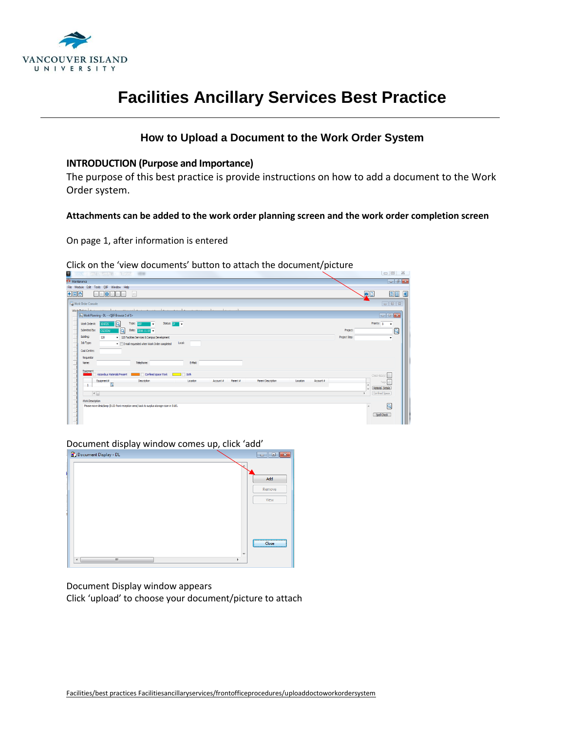# Facilities Ancillary Services Best Practice

## How to Upload a Document to the Work Order System

**INTRODUCTION (Purpose and Importance)**

The purpose of this best practice is provide instructions on how to add a document to the Work Order system.

**Attachments can be added to the work order planning screen and the work order completion screen**

On page 1, after information is entered

Click on the 'view documents' button to attach the document/picture

Document display window comes up, click 'add'

Document Display window appears

Click 'upload' to choose your document/picture to attach

Facilities/best practices Facilitiesancillaryservices/frontofficeprocedures/uploaddoctoworkordersystem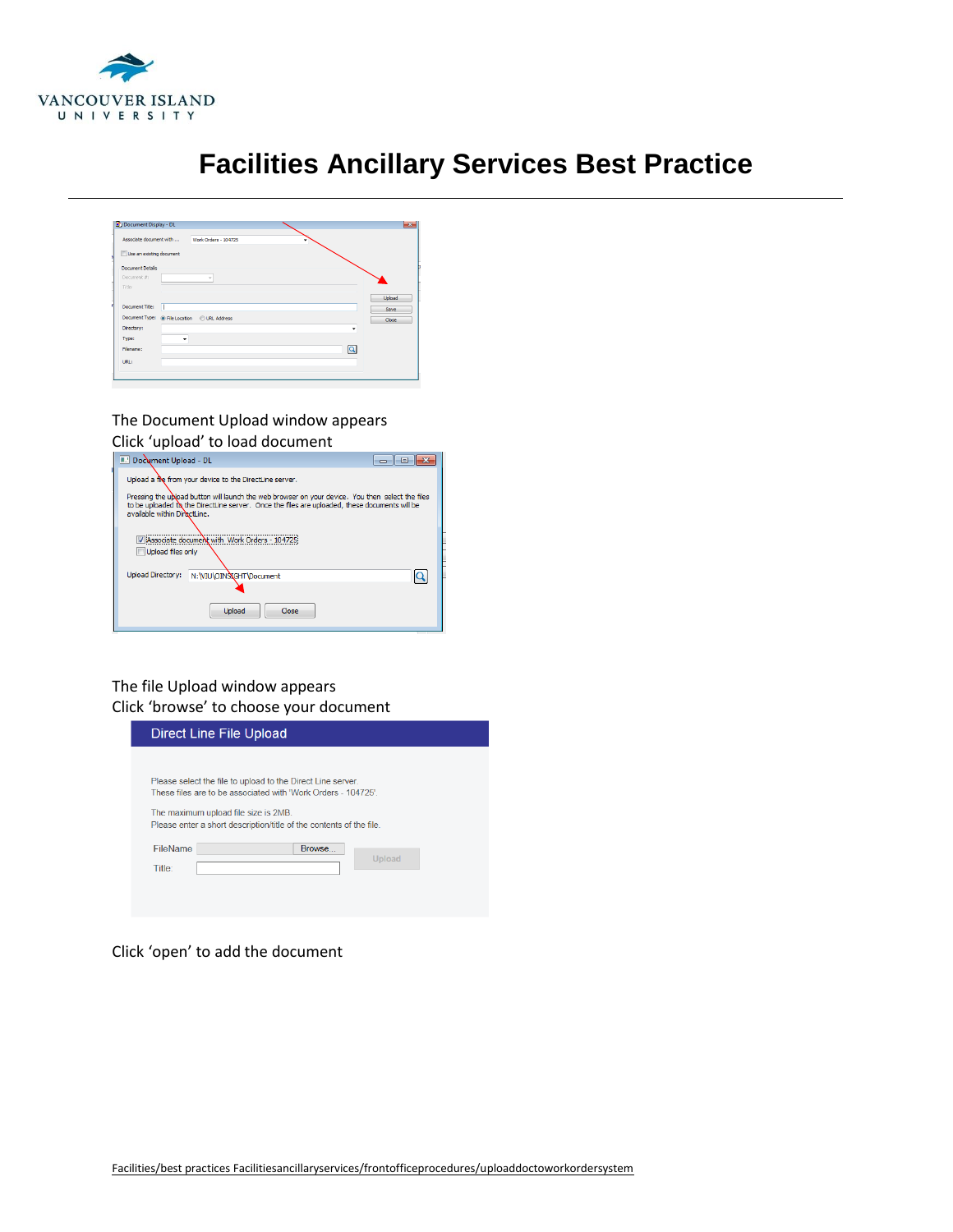# Facilities Ancillary Services Best Practice

The Document Upload window appears

Click 'upload' to load document

The file Upload window appears

Click 'browse' to choose your document

Click 'open' to add the document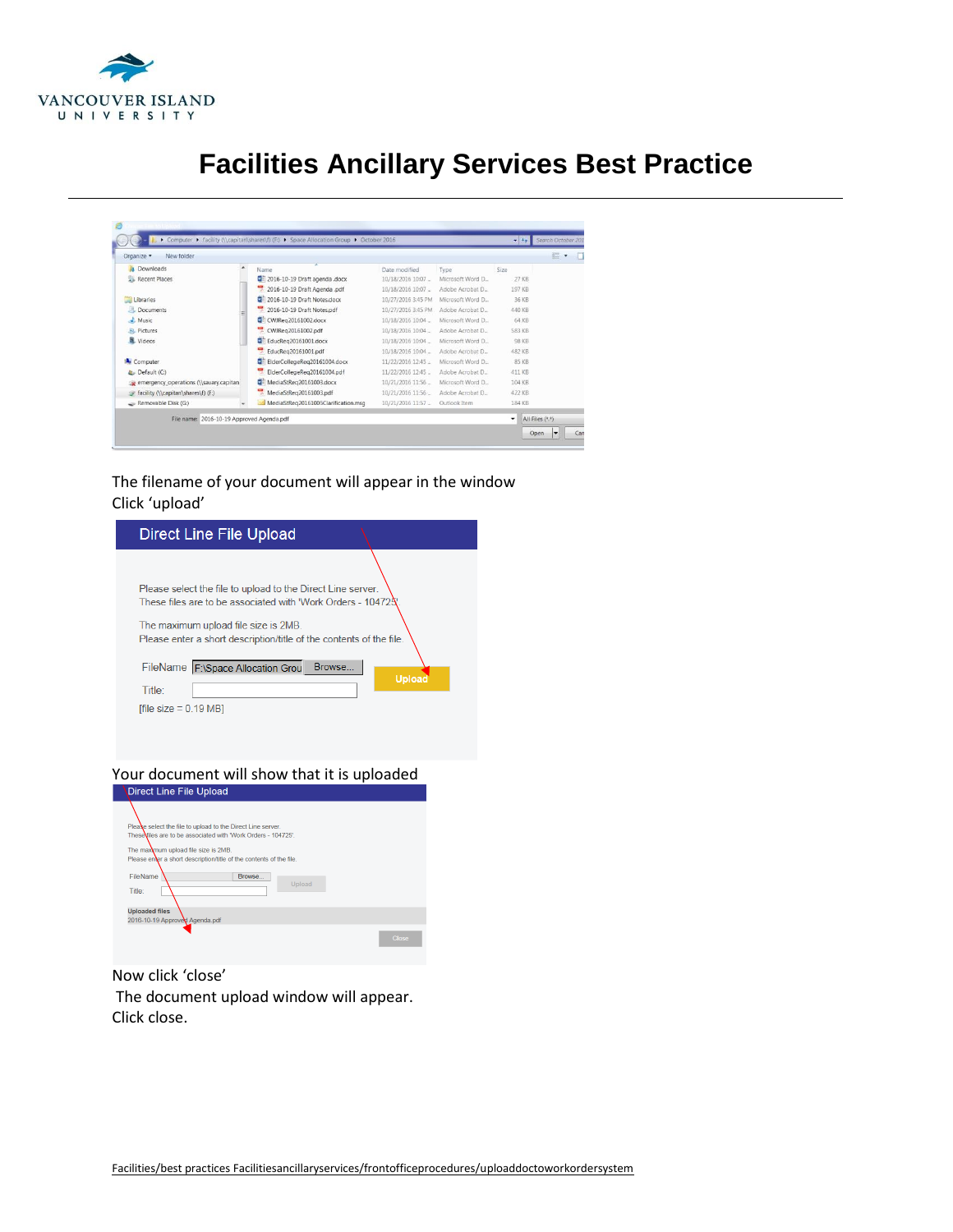# Facilities Ancillary Services Best Practice

The filename of your document will appear in the window
Click 'upload'

Your document will show that it is uploaded

Now click 'close'
The document upload window will appear.
Click close.

Facilities/best practices Facilitiesancillaryservices/frontofficeprocedures/uploaddoctoworkordersystem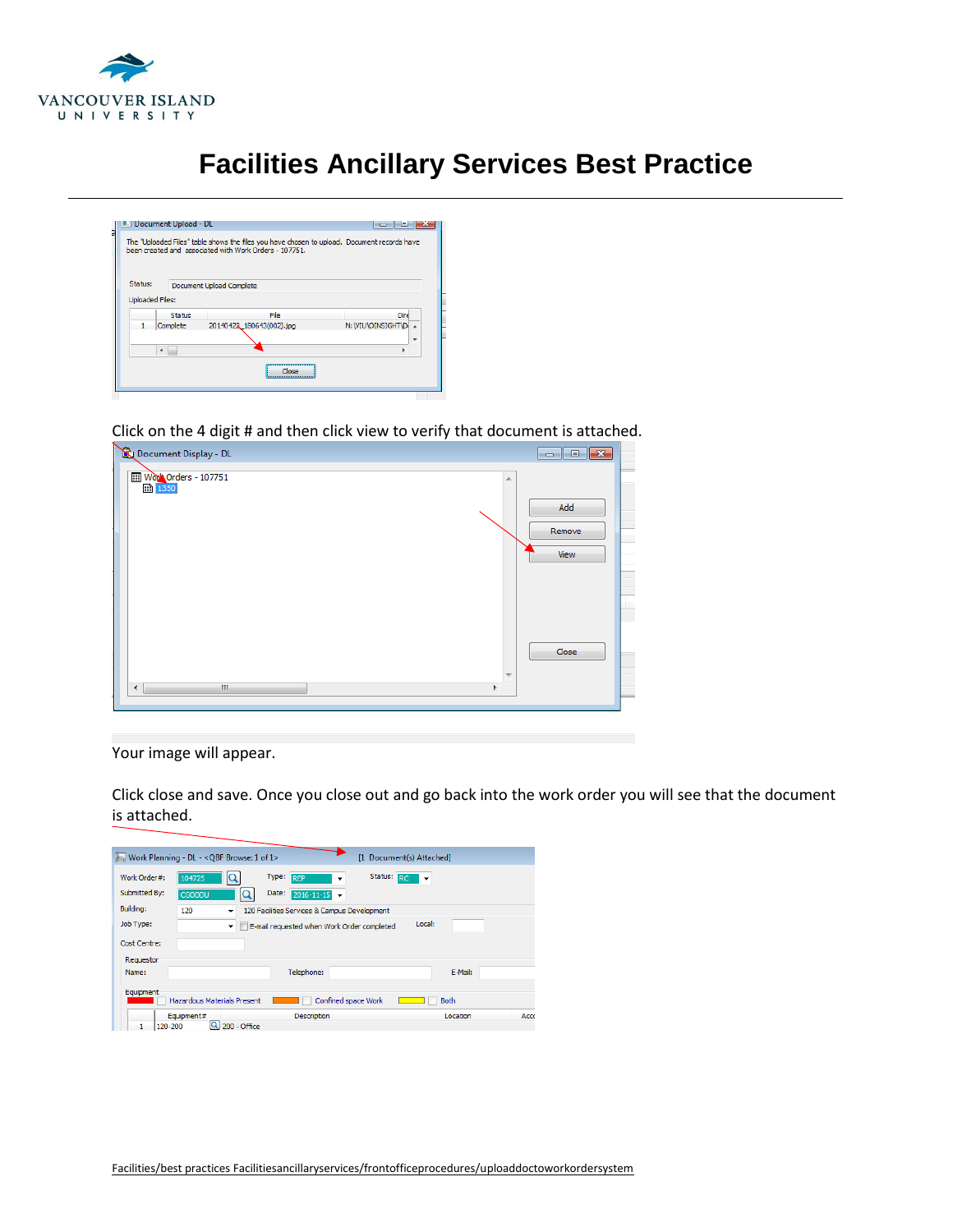# Facilities Ancillary Services Best Practice

Click on the 4 digit # and then click view to verify that document is attached.

Your image will appear.

Click close and save. Once you close out and go back into the work order you will see that the document is attached.

Facilities/best practices Facilitiesancillaryservices/frontofficeprocedures/uploaddoctoworkordersystem